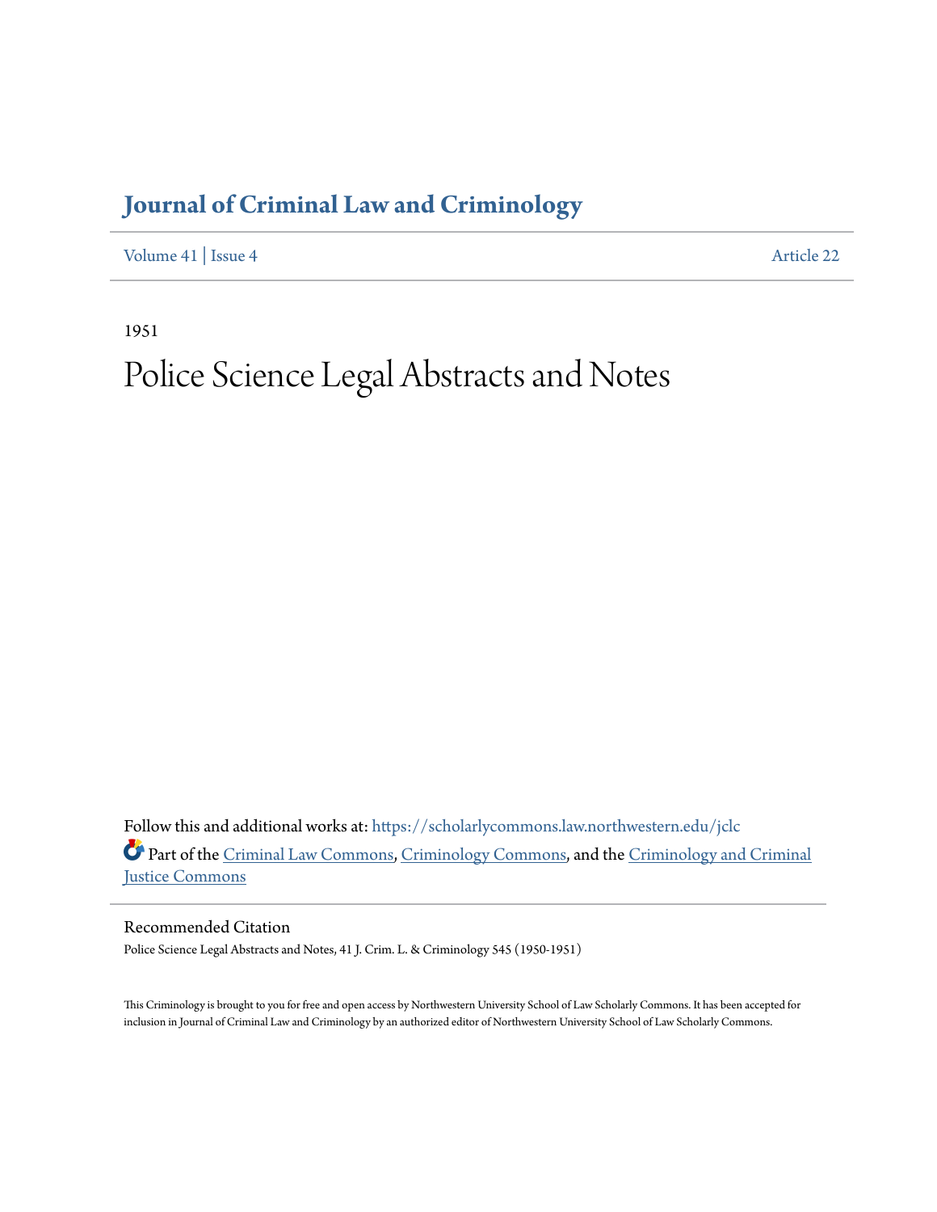# Journal of Criminal Law and Criminology

Volume 41 | Issue 4 Article 22

1951

# Police Science Legal Abstracts and Notes

Follow this and additional works at: https://scholarlycommons.law.northwestern.edu/jclc

Part of the Criminal Law Commons, Criminology Commons, and the Criminology and Criminal Justice Commons

## Recommended Citation

Police Science Legal Abstracts and Notes, 41 J. Crim. L. & Criminology 545 (1950-1951)

This Criminology is brought to you for free and open access by Northwestern University School of Law Scholarly Commons. It has been accepted for inclusion in Journal of Criminal Law and Criminology by an authorized editor of Northwestern University School of Law Scholarly Commons.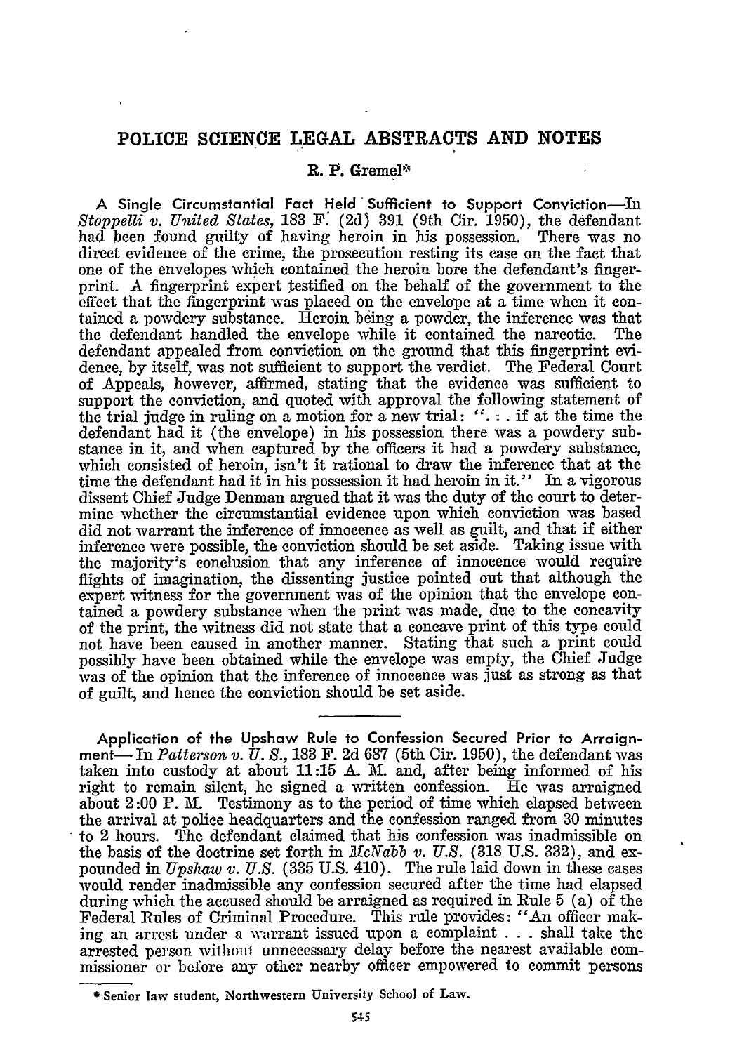# POLICE SCIENCE LEGAL ABSTRACTS AND NOTES

**R. P. Gremel***

**A Single Circumstantial Fact Held Sufficient to Support Conviction**—In *Stoppelli v. United States*, 183 F. (2d) 391 (9th Cir. 1950), the defendant had been found guilty of having heroin in his possession. There was no direct evidence of the crime, the prosecution resting its case on the fact that one of the envelopes which contained the heroin bore the defendant's fingerprint. A fingerprint expert testified on the behalf of the government to the effect that the fingerprint was placed on the envelope at a time when it contained a powdery substance. Heroin being a powder, the inference was that the defendant handled the envelope while it contained the narcotic. The defendant appealed from conviction on the ground that this fingerprint evidence, by itself, was not sufficient to support the verdict. The Federal Court of Appeals, however, affirmed, stating that the evidence was sufficient to support the conviction, and quoted with approval the following statement of the trial judge in ruling on a motion for a new trial: "... if at the time the defendant had it (the envelope) in his possession there was a powdery substance in it, and when captured by the officers it had a powdery substance, which consisted of heroin, isn't it rational to draw the inference that at the time the defendant had it in his possession it had heroin in it." In a vigorous dissent Chief Judge Denman argued that it was the duty of the court to determine whether the circumstantial evidence upon which conviction was based did not warrant the inference of innocence as well as guilt, and that if either inference were possible, the conviction should be set aside. Taking issue with the majority's conclusion that any inference of innocence would require flights of imagination, the dissenting justice pointed out that although the expert witness for the government was of the opinion that the envelope contained a powdery substance when the print was made, due to the concavity of the print, the witness did not state that a concave print of this type could not have been caused in another manner. Stating that such a print could possibly have been obtained while the envelope was empty, the Chief Judge was of the opinion that the inference of innocence was just as strong as that of guilt, and hence the conviction should be set aside.

---

**Application of the Upshaw Rule to Confession Secured Prior to Arraignment**—In *Patterson v. U. S.*, 183 F. 2d 687 (5th Cir. 1950), the defendant was taken into custody at about 11:15 A. M. and, after being informed of his right to remain silent, he signed a written confession. He was arraigned about 2:00 P. M. Testimony as to the period of time which elapsed between the arrival at police headquarters and the confession ranged from 30 minutes to 2 hours. The defendant claimed that his confession was inadmissible on the basis of the doctrine set forth in *McNabb v. U.S.* (318 U.S. 332), and expounded in *Upshaw v. U.S.* (335 U.S. 410). The rule laid down in these cases would render inadmissible any confession secured after the time had elapsed during which the accused should be arraigned as required in Rule 5 (a) of the Federal Rules of Criminal Procedure. This rule provides: "An officer making an arrest under a warrant issued upon a complaint . . . shall take the arrested person without unnecessary delay before the nearest available commissioner or before any other nearby officer empowered to commit persons

---

* Senior law student, Northwestern University School of Law.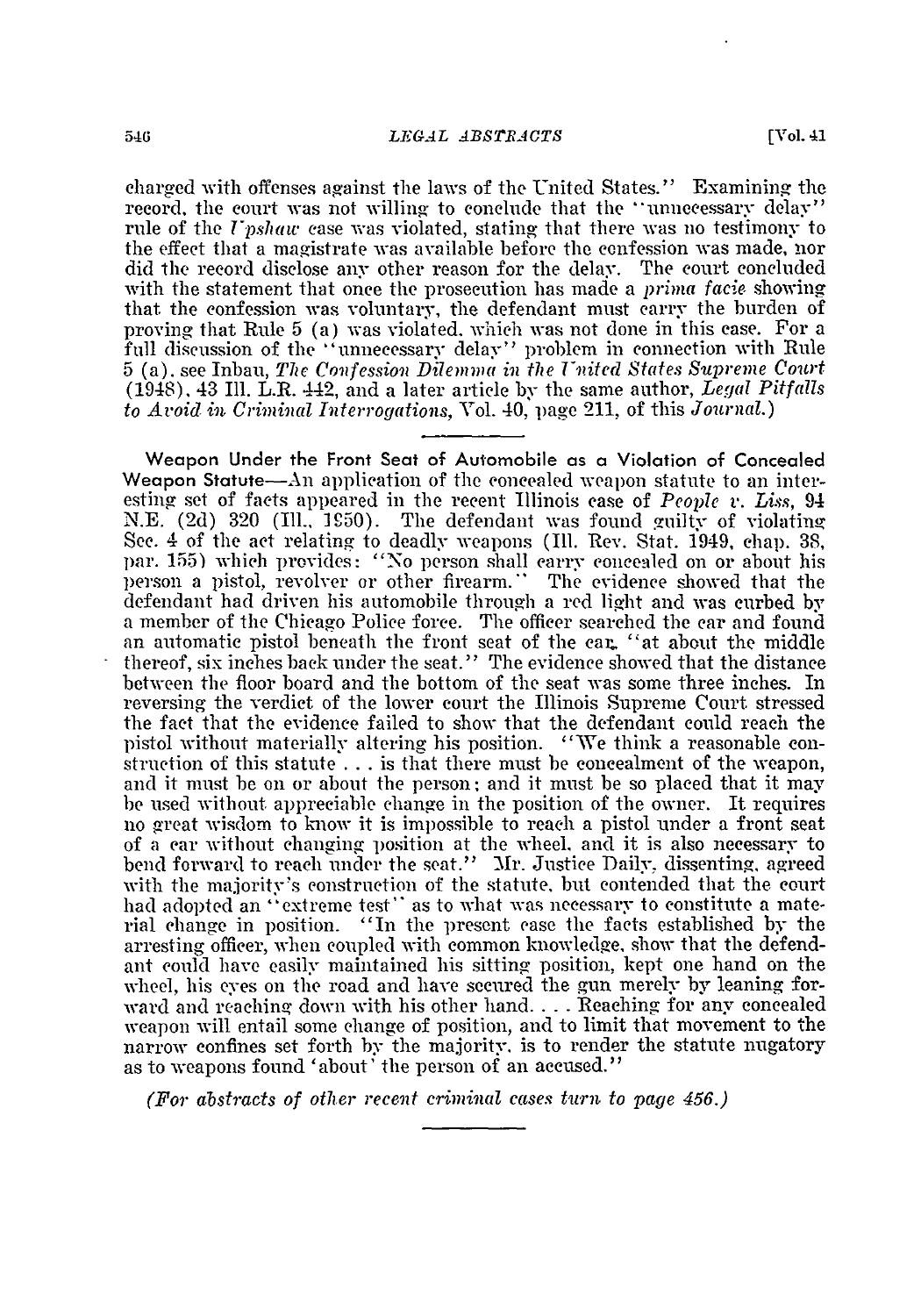charged with offenses against the laws of the United States." Examining the record, the court was not willing to conclude that the "unnecessary delay" rule of the *Upshaw* case was violated, stating that there was no testimony to the effect that a magistrate was available before the confession was made, nor did the record disclose any other reason for the delay. The court concluded with the statement that once the prosecution has made a *prima facie* showing that the confession was voluntary, the defendant must carry the burden of proving that Rule 5 (a) was violated, which was not done in this case. For a full discussion of the "unnecessary delay" problem in connection with Rule 5 (a), see Inbau, *The Confession Dilemma in the United States Supreme Court* (1948), 43 Ill. L.R. 442, and a later article by the same author, *Legal Pitfalls to Avoid in Criminal Interrogations*, Vol. 40, page 211, of this *Journal*.)

---

**Weapon Under the Front Seat of Automobile as a Violation of Concealed Weapon Statute**—An application of the concealed weapon statute to an interesting set of facts appeared in the recent Illinois case of *People v. Liss*, 94 N.E. (2d) 320 (Ill., 1950). The defendant was found guilty of violating Sec. 4 of the act relating to deadly weapons (Ill. Rev. Stat. 1949, chap. 38, par. 155) which provides: "No person shall carry concealed on or about his person a pistol, revolver or other firearm." The evidence showed that the defendant had driven his automobile through a red light and was curbed by a member of the Chicago Police force. The officer searched the car and found an automatic pistol beneath the front seat of the car, "at about the middle thereof, six inches back under the seat." The evidence showed that the distance between the floor board and the bottom of the seat was some three inches. In reversing the verdict of the lower court the Illinois Supreme Court stressed the fact that the evidence failed to show that the defendant could reach the pistol without materially altering his position. "We think a reasonable construction of this statute . . . is that there must be concealment of the weapon, and it must be on or about the person; and it must be so placed that it may be used without appreciable change in the position of the owner. It requires no great wisdom to know it is impossible to reach a pistol under a front seat of a car without changing position at the wheel, and it is also necessary to bend forward to reach under the seat." Mr. Justice Daily, dissenting, agreed with the majority's construction of the statute, but contended that the court had adopted an "extreme test" as to what was necessary to constitute a material change in position. "In the present case the facts established by the arresting officer, when coupled with common knowledge, show that the defendant could have easily maintained his sitting position, kept one hand on the wheel, his eyes on the road and have secured the gun merely by leaning forward and reaching down with his other hand. . . . Reaching for any concealed weapon will entail some change of position, and to limit that movement to the narrow confines set forth by the majority, is to render the statute nugatory as to weapons found 'about' the person of an accused."

*(For abstracts of other recent criminal cases turn to page 456.)*

---